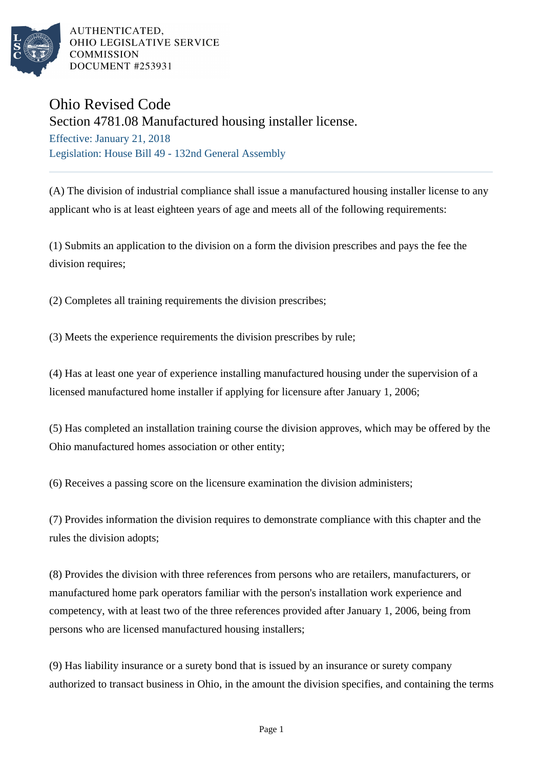AUTHENTICATED,
OHIO LEGISLATIVE SERVICE
COMMISSION
DOCUMENT #253931

# Ohio Revised Code

## Section 4781.08 Manufactured housing installer license.

Effective: January 21, 2018

Legislation: House Bill 49 - 132nd General Assembly

---

(A) The division of industrial compliance shall issue a manufactured housing installer license to any applicant who is at least eighteen years of age and meets all of the following requirements:

(1) Submits an application to the division on a form the division prescribes and pays the fee the division requires;

(2) Completes all training requirements the division prescribes;

(3) Meets the experience requirements the division prescribes by rule;

(4) Has at least one year of experience installing manufactured housing under the supervision of a licensed manufactured home installer if applying for licensure after January 1, 2006;

(5) Has completed an installation training course the division approves, which may be offered by the Ohio manufactured homes association or other entity;

(6) Receives a passing score on the licensure examination the division administers;

(7) Provides information the division requires to demonstrate compliance with this chapter and the rules the division adopts;

(8) Provides the division with three references from persons who are retailers, manufacturers, or manufactured home park operators familiar with the person's installation work experience and competency, with at least two of the three references provided after January 1, 2006, being from persons who are licensed manufactured housing installers;

(9) Has liability insurance or a surety bond that is issued by an insurance or surety company authorized to transact business in Ohio, in the amount the division specifies, and containing the terms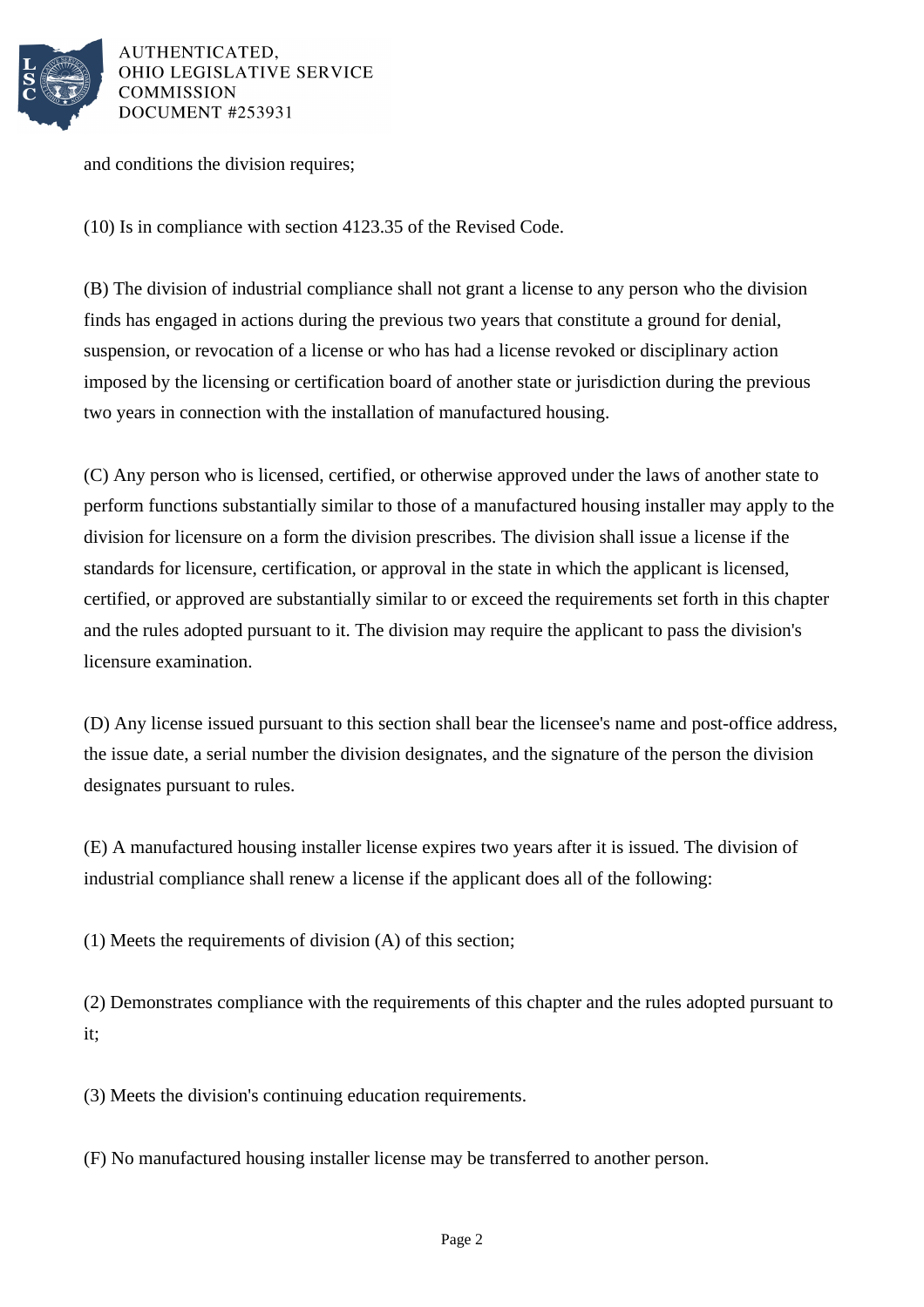and conditions the division requires;

(10) Is in compliance with section 4123.35 of the Revised Code.

(B) The division of industrial compliance shall not grant a license to any person who the division finds has engaged in actions during the previous two years that constitute a ground for denial, suspension, or revocation of a license or who has had a license revoked or disciplinary action imposed by the licensing or certification board of another state or jurisdiction during the previous two years in connection with the installation of manufactured housing.

(C) Any person who is licensed, certified, or otherwise approved under the laws of another state to perform functions substantially similar to those of a manufactured housing installer may apply to the division for licensure on a form the division prescribes. The division shall issue a license if the standards for licensure, certification, or approval in the state in which the applicant is licensed, certified, or approved are substantially similar to or exceed the requirements set forth in this chapter and the rules adopted pursuant to it. The division may require the applicant to pass the division's licensure examination.

(D) Any license issued pursuant to this section shall bear the licensee's name and post-office address, the issue date, a serial number the division designates, and the signature of the person the division designates pursuant to rules.

(E) A manufactured housing installer license expires two years after it is issued. The division of industrial compliance shall renew a license if the applicant does all of the following:

(1) Meets the requirements of division (A) of this section;

(2) Demonstrates compliance with the requirements of this chapter and the rules adopted pursuant to it;

(3) Meets the division's continuing education requirements.

(F) No manufactured housing installer license may be transferred to another person.